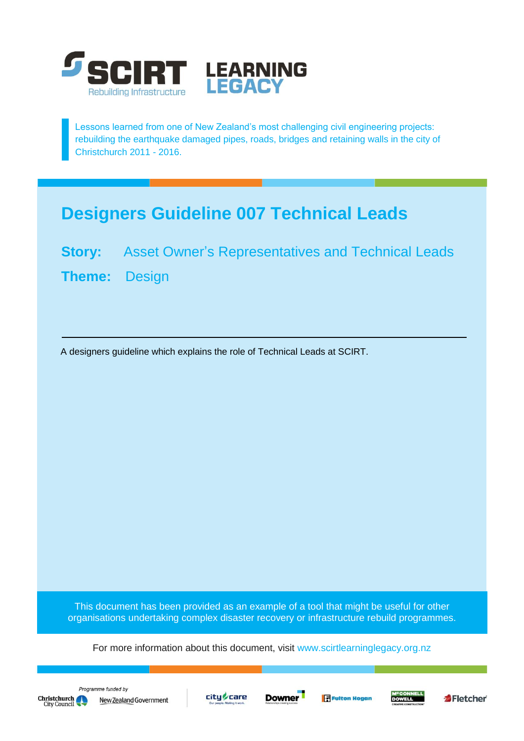SCIRT Rebuilding Infrastructure — LEARNING LEGACY

Lessons learned from one of New Zealand's most challenging civil engineering projects: rebuilding the earthquake damaged pipes, roads, bridges and retaining walls in the city of Christchurch 2011 - 2016.

# Designers Guideline 007 Technical Leads

**Story:** Asset Owner's Representatives and Technical Leads

**Theme:** Design

---

A designers guideline which explains the role of Technical Leads at SCIRT.

This document has been provided as an example of a tool that might be useful for other organisations undertaking complex disaster recovery or infrastructure rebuild programmes.

For more information about this document, visit www.scirtlearninglegacy.org.nz

*Programme funded by* Christchurch City Council, New Zealand Government

City Care, Downer, Fulton Hogan, McConnell Dowell, Fletcher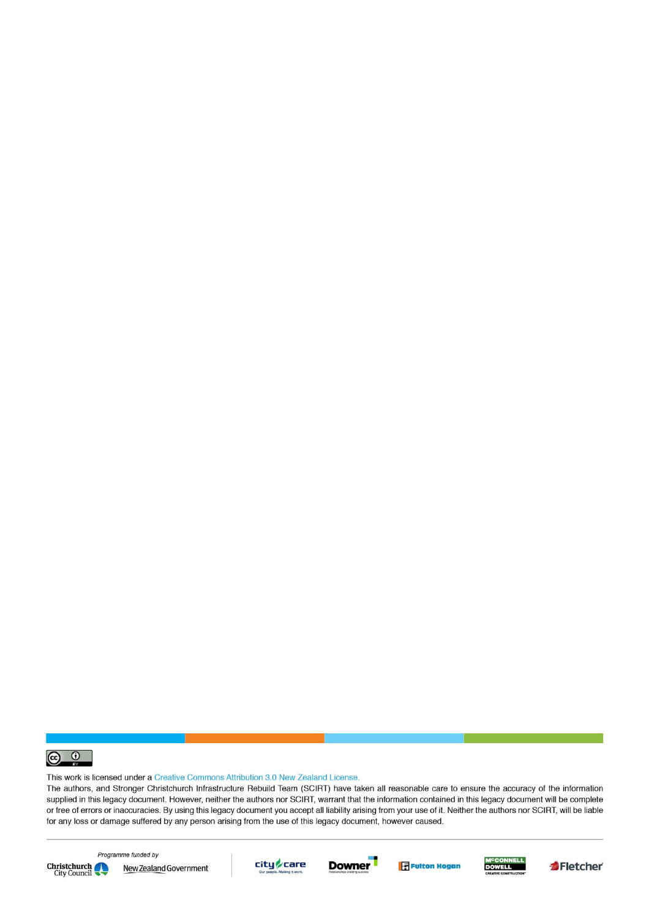This work is licensed under a Creative Commons Attribution 3.0 New Zealand License.

The authors, and Stronger Christchurch Infrastructure Rebuild Team (SCIRT) have taken all reasonable care to ensure the accuracy of the information supplied in this legacy document. However, neither the authors nor SCIRT, warrant that the information contained in this legacy document will be complete or free of errors or inaccuracies. By using this legacy document you accept all liability arising from your use of it. Neither the authors nor SCIRT, will be liable for any loss or damage suffered by any person arising from the use of this legacy document, however caused.

*Programme funded by*

Christchurch City Council New Zealand Government

city care Downer Fulton Hogan McConnell Dowell Fletcher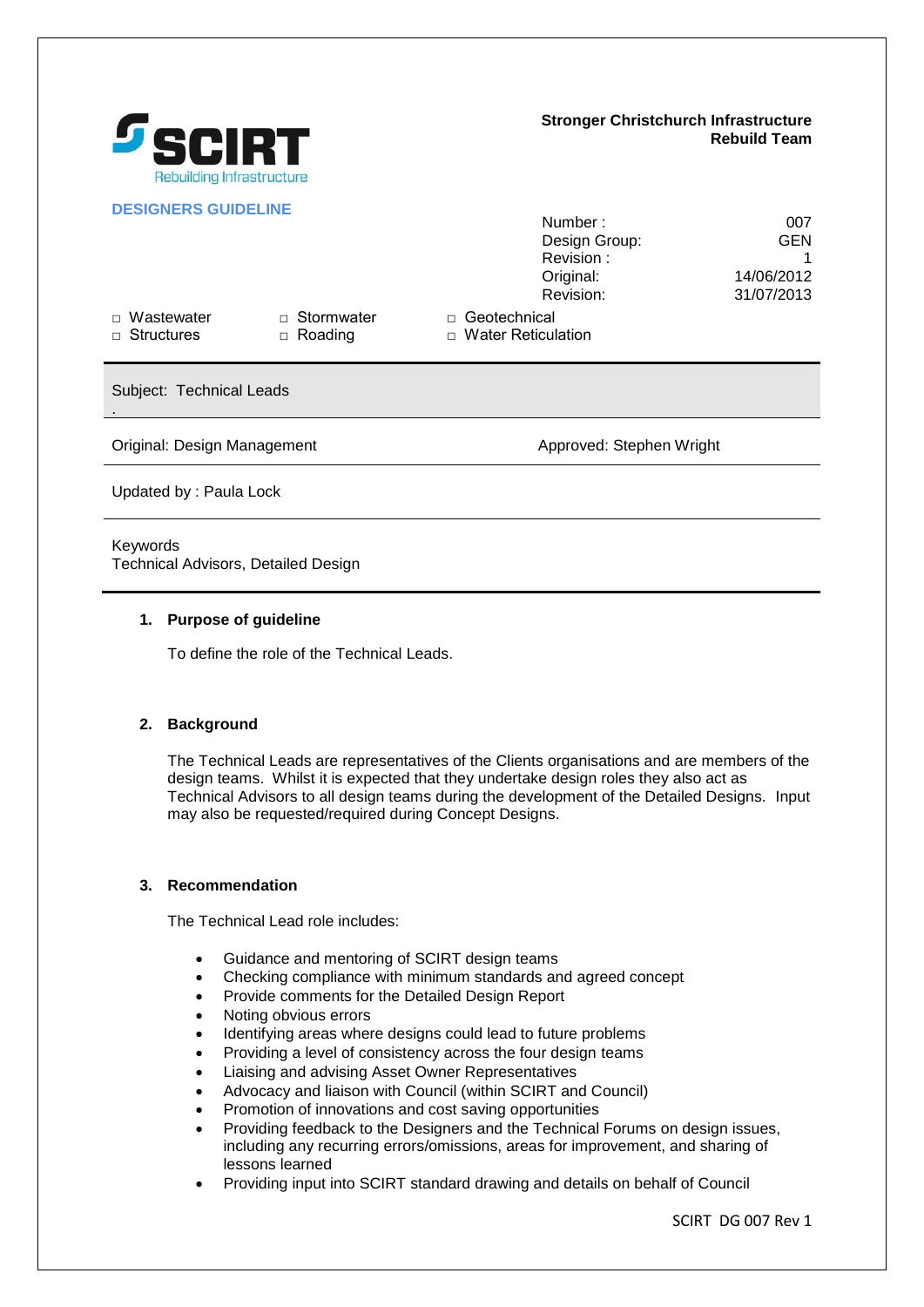**Stronger Christchurch Infrastructure Rebuild Team**

SCIRT
Rebuilding Infrastructure

**DESIGNERS GUIDELINE**

| | |
|---|---|
| Number : | 007 |
| Design Group: | GEN |
| Revision : | 1 |
| Original: | 14/06/2012 |
| Revision: | 31/07/2013 |

□ Wastewater □ Stormwater □ Geotechnical
□ Structures □ Roading □ Water Reticulation

Subject: Technical Leads

Original: Design Management

Approved: Stephen Wright

Updated by : Paula Lock

Keywords
Technical Advisors, Detailed Design

## 1. Purpose of guideline

To define the role of the Technical Leads.

## 2. Background

The Technical Leads are representatives of the Clients organisations and are members of the design teams. Whilst it is expected that they undertake design roles they also act as Technical Advisors to all design teams during the development of the Detailed Designs. Input may also be requested/required during Concept Designs.

## 3. Recommendation

The Technical Lead role includes:

- Guidance and mentoring of SCIRT design teams
- Checking compliance with minimum standards and agreed concept
- Provide comments for the Detailed Design Report
- Noting obvious errors
- Identifying areas where designs could lead to future problems
- Providing a level of consistency across the four design teams
- Liaising and advising Asset Owner Representatives
- Advocacy and liaison with Council (within SCIRT and Council)
- Promotion of innovations and cost saving opportunities
- Providing feedback to the Designers and the Technical Forums on design issues, including any recurring errors/omissions, areas for improvement, and sharing of lessons learned
- Providing input into SCIRT standard drawing and details on behalf of Council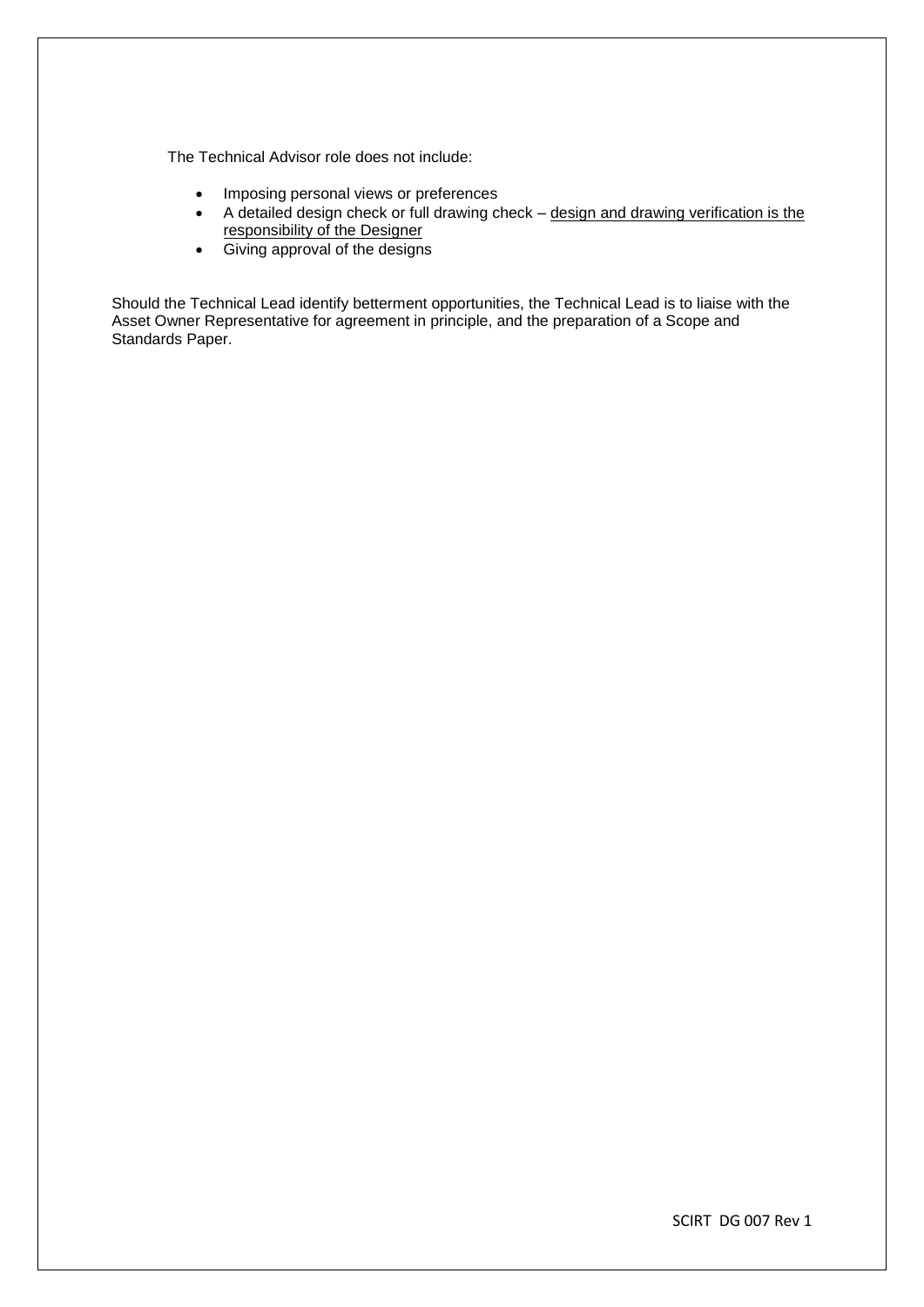The Technical Advisor role does not include:

- Imposing personal views or preferences
- A detailed design check or full drawing check – <u>design and drawing verification is the responsibility of the Designer</u>
- Giving approval of the designs

Should the Technical Lead identify betterment opportunities, the Technical Lead is to liaise with the Asset Owner Representative for agreement in principle, and the preparation of a Scope and Standards Paper.